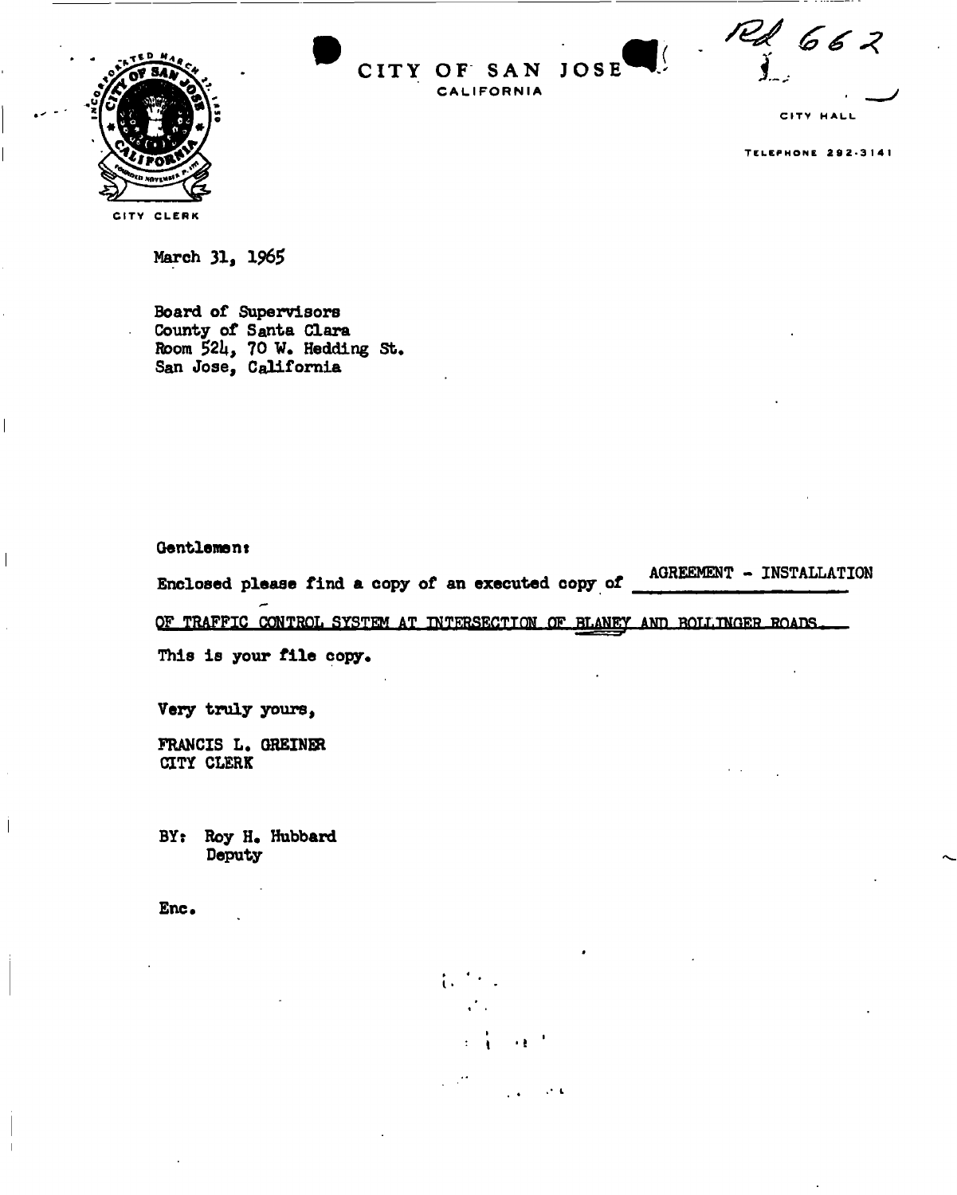Rd 662

CITY OF SAN JOSE
CALIFORNIA

CITY HALL

TELEPHONE 292-3141

CITY CLERK

March 31, 1965

Board of Supervisors
County of Santa Clara
Room 524, 70 W. Hedding St.
San Jose, California

Gentlemen:

Enclosed please find a copy of an executed copy of AGREEMENT - INSTALLATION OF TRAFFIC CONTROL SYSTEM AT INTERSECTION OF BLANEY AND BOLLINGER ROADS.

This is your file copy.

Very truly yours,

FRANCIS L. GREINER
CITY CLERK

BY: Roy H. Hubbard
Deputy

Enc.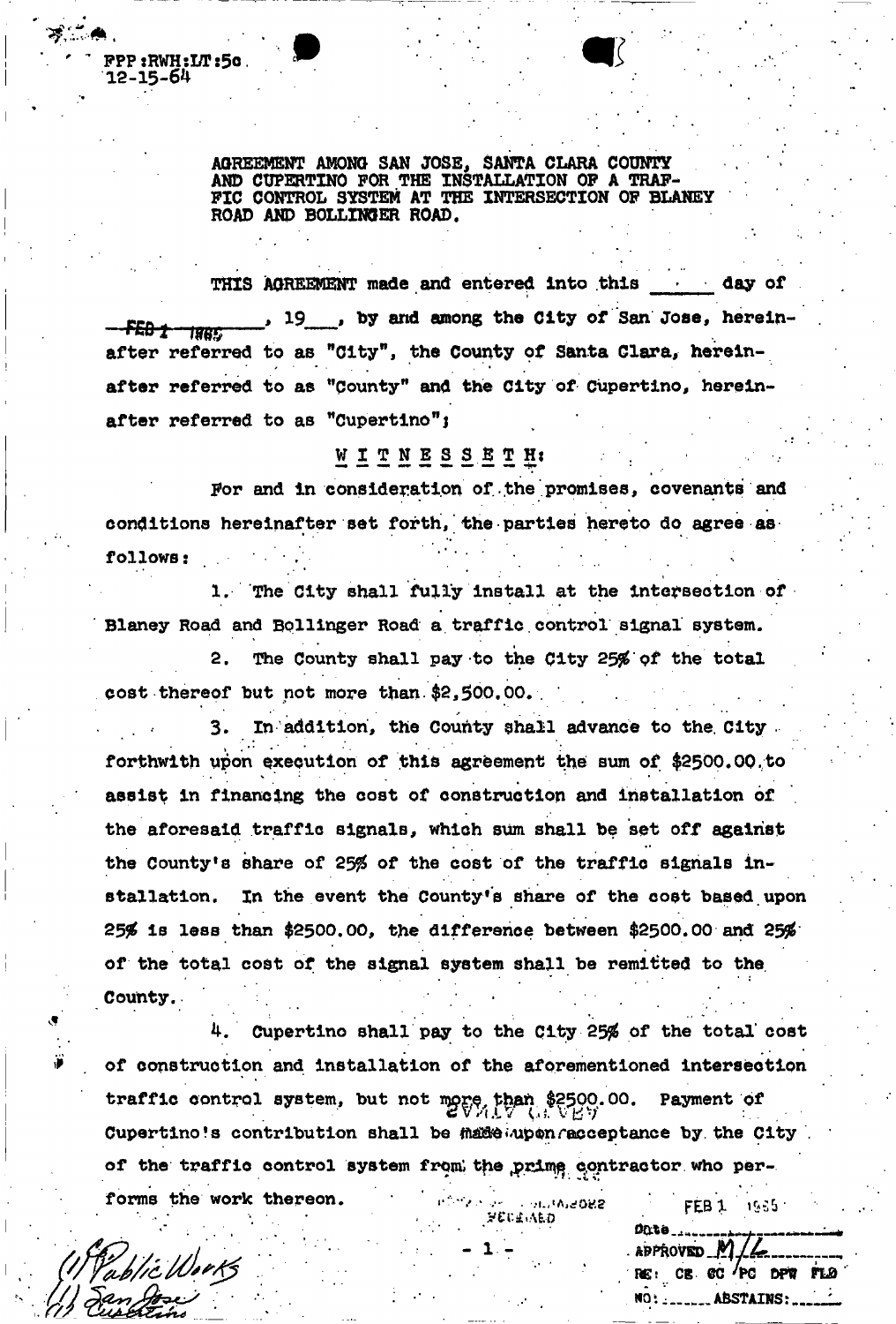FPP:RWH:LT:5c
12-15-64

AGREEMENT AMONG SAN JOSE, SANTA CLARA COUNTY AND CUPERTINO FOR THE INSTALLATION OF A TRAFFIC CONTROL SYSTEM AT THE INTERSECTION OF BLANEY ROAD AND BOLLINGER ROAD.

THIS AGREEMENT made and entered into this ____ day of ~~FEB 1 1965~~, 19___, by and among the City of San Jose, hereinafter referred to as "City", the County of Santa Clara, hereinafter referred to as "County" and the City of Cupertino, hereinafter referred to as "Cupertino";

W I T N E S S E T H:

For and in consideration of the promises, covenants and conditions hereinafter set forth, the parties hereto do agree as follows:

1. The City shall fully install at the intersection of Blaney Road and Bollinger Road a traffic control signal system.

2. The County shall pay to the City 25% of the total cost thereof but not more than $2,500.00.

3. In addition, the County shall advance to the City forthwith upon execution of this agreement the sum of $2500.00 to assist in financing the cost of construction and installation of the aforesaid traffic signals, which sum shall be set off against the County's share of 25% of the cost of the traffic signals installation. In the event the County's share of the cost based upon 25% is less than $2500.00, the difference between $2500.00 and 25% of the total cost of the signal system shall be remitted to the County.

4. Cupertino shall pay to the City 25% of the total cost of construction and installation of the aforementioned intersection traffic control system, but not more than $2500.00. Payment of Cupertino's contribution shall be made upon acceptance by the City of the traffic control system from the prime contractor who performs the work thereon.

(1) Public Works
(1) San Jose
(1) Cupertino

RECEIVED

FEB 1 1965
Date
APPROVED M/L
RE: CE CC PC DPW FLO
NO: ______ ABSTAINS: ______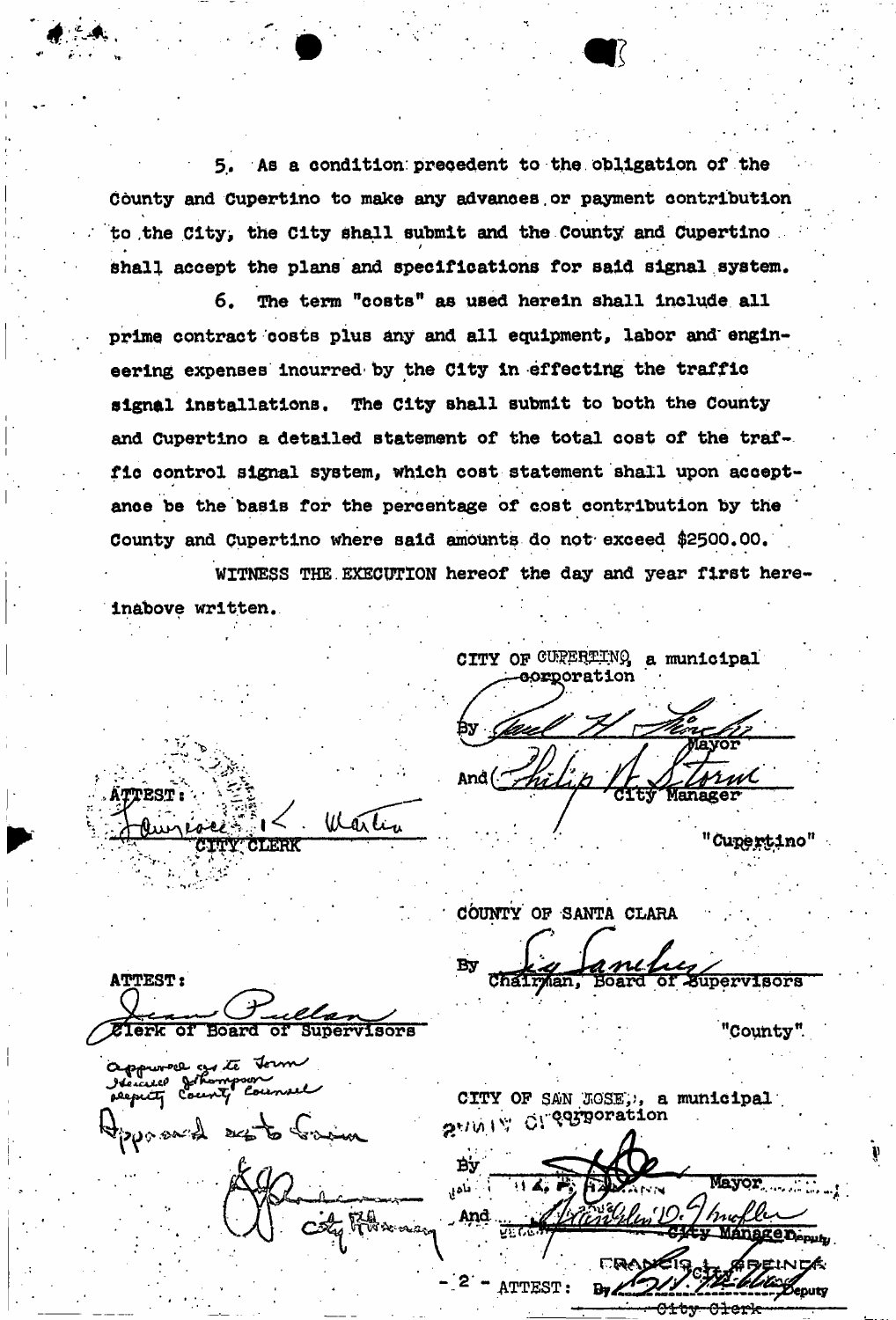5. As a condition precedent to the obligation of the County and Cupertino to make any advances or payment contribution to the City, the City shall submit and the County and Cupertino shall accept the plans and specifications for said signal system.

6. The term "costs" as used herein shall include all prime contract costs plus any and all equipment, labor and engineering expenses incurred by the City in effecting the traffic signal installations. The City shall submit to both the County and Cupertino a detailed statement of the total cost of the traffic control signal system, which cost statement shall upon acceptance be the basis for the percentage of cost contribution by the County and Cupertino where said amounts do not exceed $2500.00.

WITNESS THE EXECUTION hereof the day and year first hereinabove written.

CITY OF CUPERTINO, a municipal corporation

By ________________________ Mayor

And ________________________ City Manager

"Cupertino"

ATTEST:

________________________
CITY CLERK

COUNTY OF SANTA CLARA

By ________________________
Chairman, Board of Supervisors

"County"

ATTEST:

________________________
Clerk of Board of Supervisors

Approved as to form
Howard Johnson
Deputy County Counsel

Approved as to form

________________________
City Attorney

CITY OF SAN JOSE, a municipal corporation

By ________________________ Mayor

And ________________________ City Manager Deputy

ATTEST: FRANCIS L. GREINER
City Clerk
By ________________________ Deputy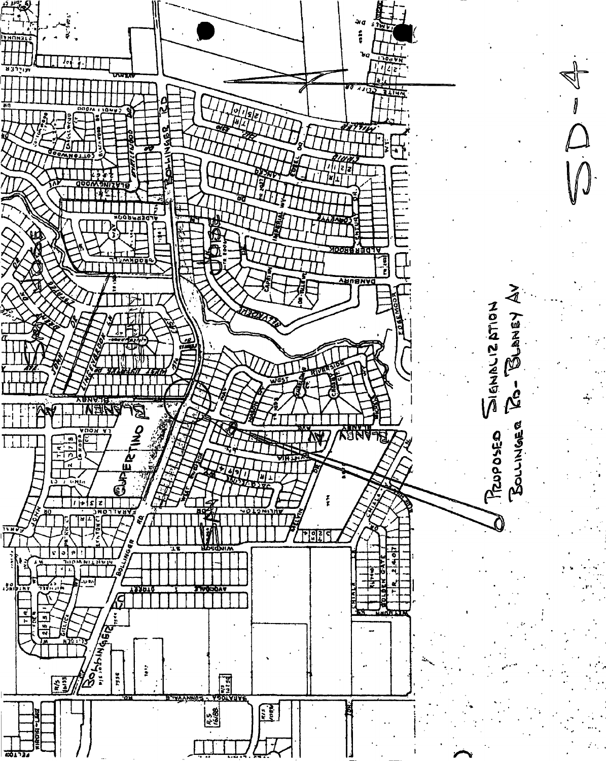# SD-4

Proposed Signalization
Bollinger Rd - Blaney Av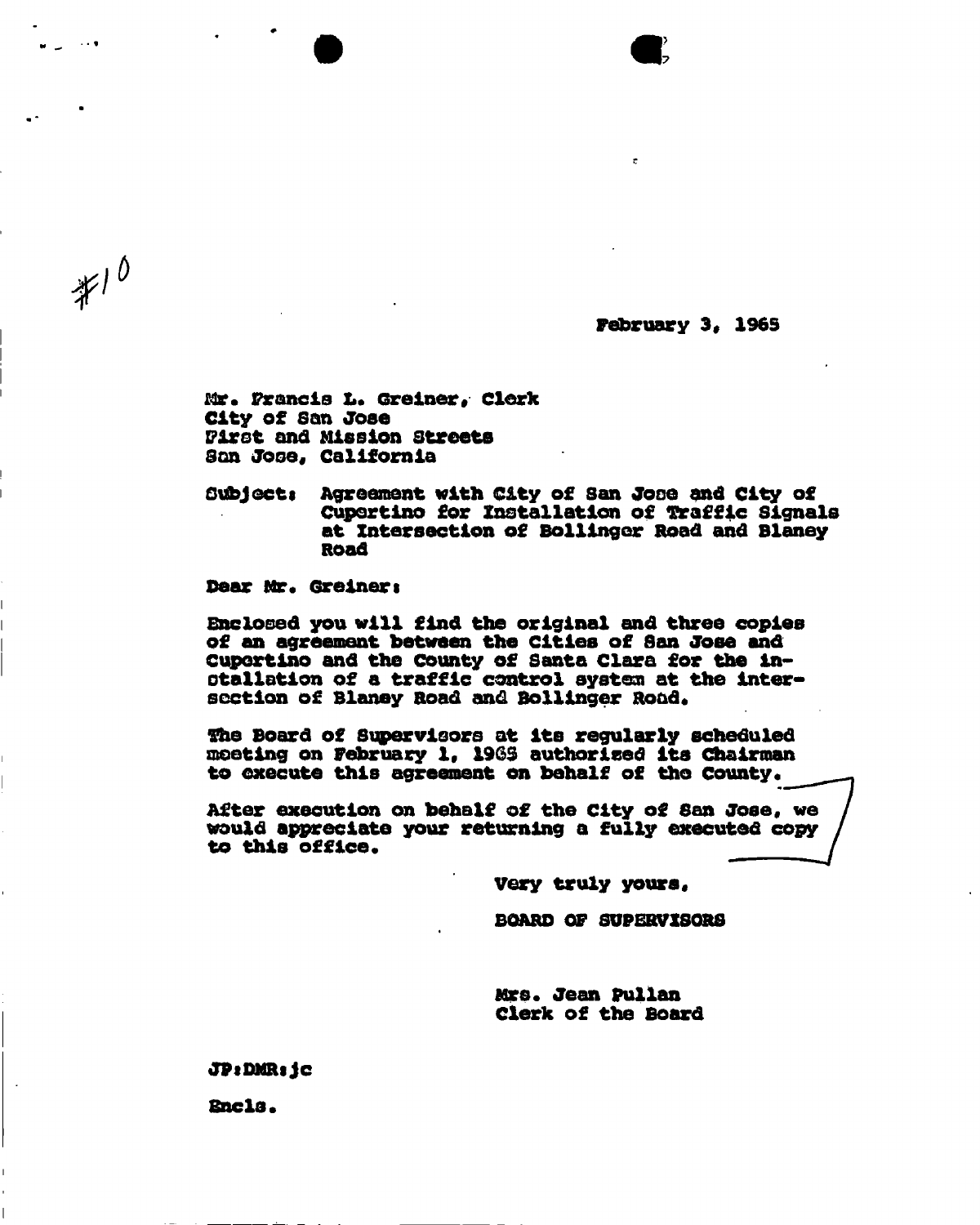#10

February 3, 1965

Mr. Francis L. Greiner, Clerk
City of San Jose
First and Mission Streets
San Jose, California

Subject: Agreement with City of San Jose and City of Cupertino for Installation of Traffic Signals at Intersection of Bollinger Road and Blaney Road

Dear Mr. Greiner:

Enclosed you will find the original and three copies of an agreement between the Cities of San Jose and Cupertino and the County of Santa Clara for the installation of a traffic control system at the intersection of Blaney Road and Bollinger Road.

The Board of Supervisors at its regularly scheduled meeting on February 1, 1965 authorized its Chairman to execute this agreement on behalf of the County.

After execution on behalf of the City of San Jose, we would appreciate your returning a fully executed copy to this office.

Very truly yours,

BOARD OF SUPERVISORS

Mrs. Jean Pullan
Clerk of the Board

JP:DMR:jc

Encls.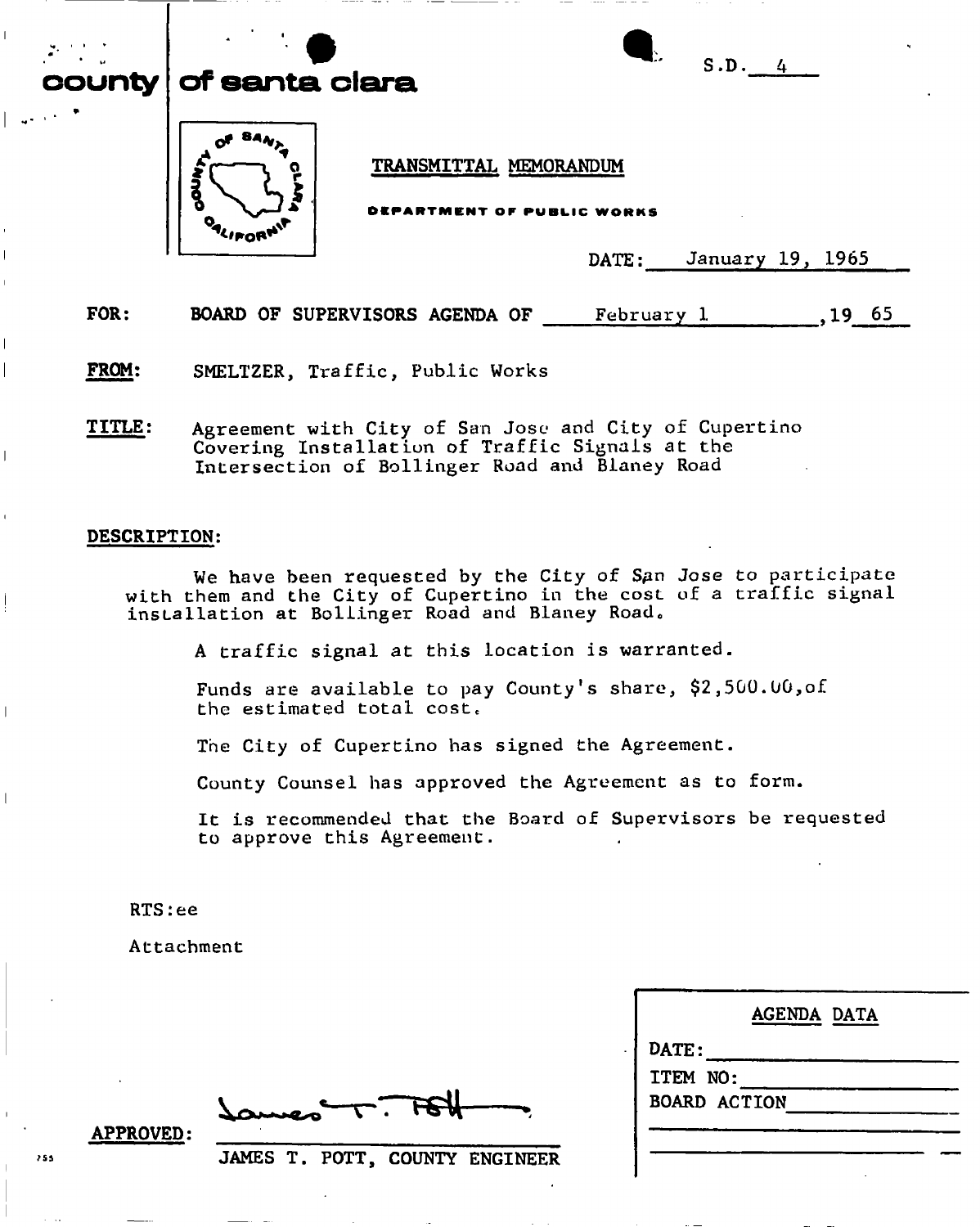S.D. 4

# county of santa clara

## TRANSMITTAL MEMORANDUM

DEPARTMENT OF PUBLIC WORKS

DATE: January 19, 1965

**FOR:** BOARD OF SUPERVISORS AGENDA OF February 1, 1965

**FROM:** SMELTZER, Traffic, Public Works

**TITLE:** Agreement with City of San Jose and City of Cupertino Covering Installation of Traffic Signals at the Intersection of Bollinger Road and Blaney Road

**DESCRIPTION:**

We have been requested by the City of San Jose to participate with them and the City of Cupertino in the cost of a traffic signal installation at Bollinger Road and Blaney Road.

A traffic signal at this location is warranted.

Funds are available to pay County's share, $2,500.00, of the estimated total cost.

The City of Cupertino has signed the Agreement.

County Counsel has approved the Agreement as to form.

It is recommended that the Board of Supervisors be requested to approve this Agreement.

RTS:ee

Attachment

APPROVED: James T. Pott

JAMES T. POTT, COUNTY ENGINEER

AGENDA DATA

DATE:

ITEM NO:

BOARD ACTION